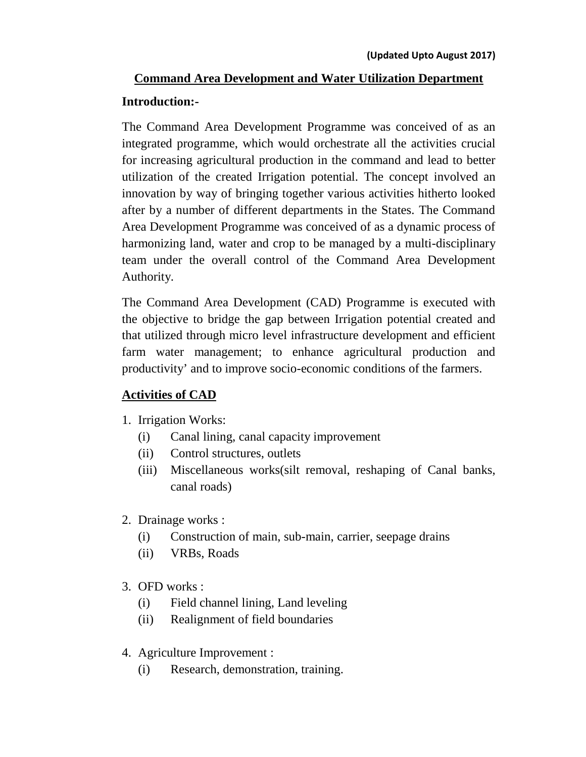**(Updated Upto August 2017)**

# Command Area Development and Water Utilization Department

**Introduction:-**

The Command Area Development Programme was conceived of as an integrated programme, which would orchestrate all the activities crucial for increasing agricultural production in the command and lead to better utilization of the created Irrigation potential. The concept involved an innovation by way of bringing together various activities hitherto looked after by a number of different departments in the States. The Command Area Development Programme was conceived of as a dynamic process of harmonizing land, water and crop to be managed by a multi-disciplinary team under the overall control of the Command Area Development Authority.

The Command Area Development (CAD) Programme is executed with the objective to bridge the gap between Irrigation potential created and that utilized through micro level infrastructure development and efficient farm water management; to enhance agricultural production and productivity' and to improve socio-economic conditions of the farmers.

## Activities of CAD

1. Irrigation Works:
   - (i) Canal lining, canal capacity improvement
   - (ii) Control structures, outlets
   - (iii) Miscellaneous works(silt removal, reshaping of Canal banks, canal roads)

2. Drainage works :
   - (i) Construction of main, sub-main, carrier, seepage drains
   - (ii) VRBs, Roads

3. OFD works :
   - (i) Field channel lining, Land leveling
   - (ii) Realignment of field boundaries

4. Agriculture Improvement :
   - (i) Research, demonstration, training.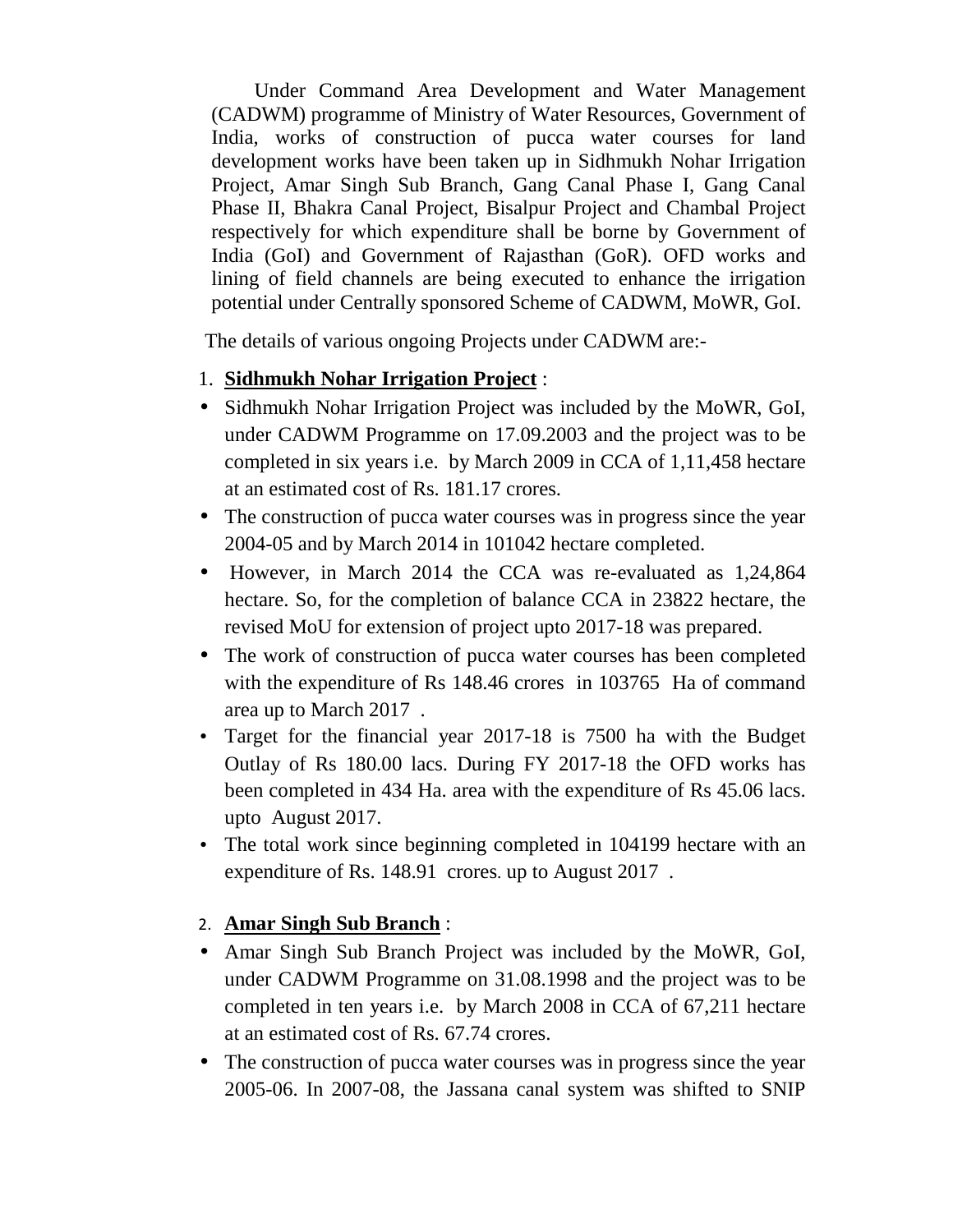Under Command Area Development and Water Management (CADWM) programme of Ministry of Water Resources, Government of India, works of construction of pucca water courses for land development works have been taken up in Sidhmukh Nohar Irrigation Project, Amar Singh Sub Branch, Gang Canal Phase I, Gang Canal Phase II, Bhakra Canal Project, Bisalpur Project and Chambal Project respectively for which expenditure shall be borne by Government of India (GoI) and Government of Rajasthan (GoR). OFD works and lining of field channels are being executed to enhance the irrigation potential under Centrally sponsored Scheme of CADWM, MoWR, GoI.

The details of various ongoing Projects under CADWM are:-

1. **<u>Sidhmukh Nohar Irrigation Project</u>** :

- Sidhmukh Nohar Irrigation Project was included by the MoWR, GoI, under CADWM Programme on 17.09.2003 and the project was to be completed in six years i.e. by March 2009 in CCA of 1,11,458 hectare at an estimated cost of Rs. 181.17 crores.
- The construction of pucca water courses was in progress since the year 2004-05 and by March 2014 in 101042 hectare completed.
- However, in March 2014 the CCA was re-evaluated as 1,24,864 hectare. So, for the completion of balance CCA in 23822 hectare, the revised MoU for extension of project upto 2017-18 was prepared.
- The work of construction of pucca water courses has been completed with the expenditure of Rs 148.46 crores in 103765 Ha of command area up to March 2017 .
- Target for the financial year 2017-18 is 7500 ha with the Budget Outlay of Rs 180.00 lacs. During FY 2017-18 the OFD works has been completed in 434 Ha. area with the expenditure of Rs 45.06 lacs. upto August 2017.
- The total work since beginning completed in 104199 hectare with an expenditure of Rs. 148.91 crores. up to August 2017 .

2. **<u>Amar Singh Sub Branch</u>** :

- Amar Singh Sub Branch Project was included by the MoWR, GoI, under CADWM Programme on 31.08.1998 and the project was to be completed in ten years i.e. by March 2008 in CCA of 67,211 hectare at an estimated cost of Rs. 67.74 crores.
- The construction of pucca water courses was in progress since the year 2005-06. In 2007-08, the Jassana canal system was shifted to SNIP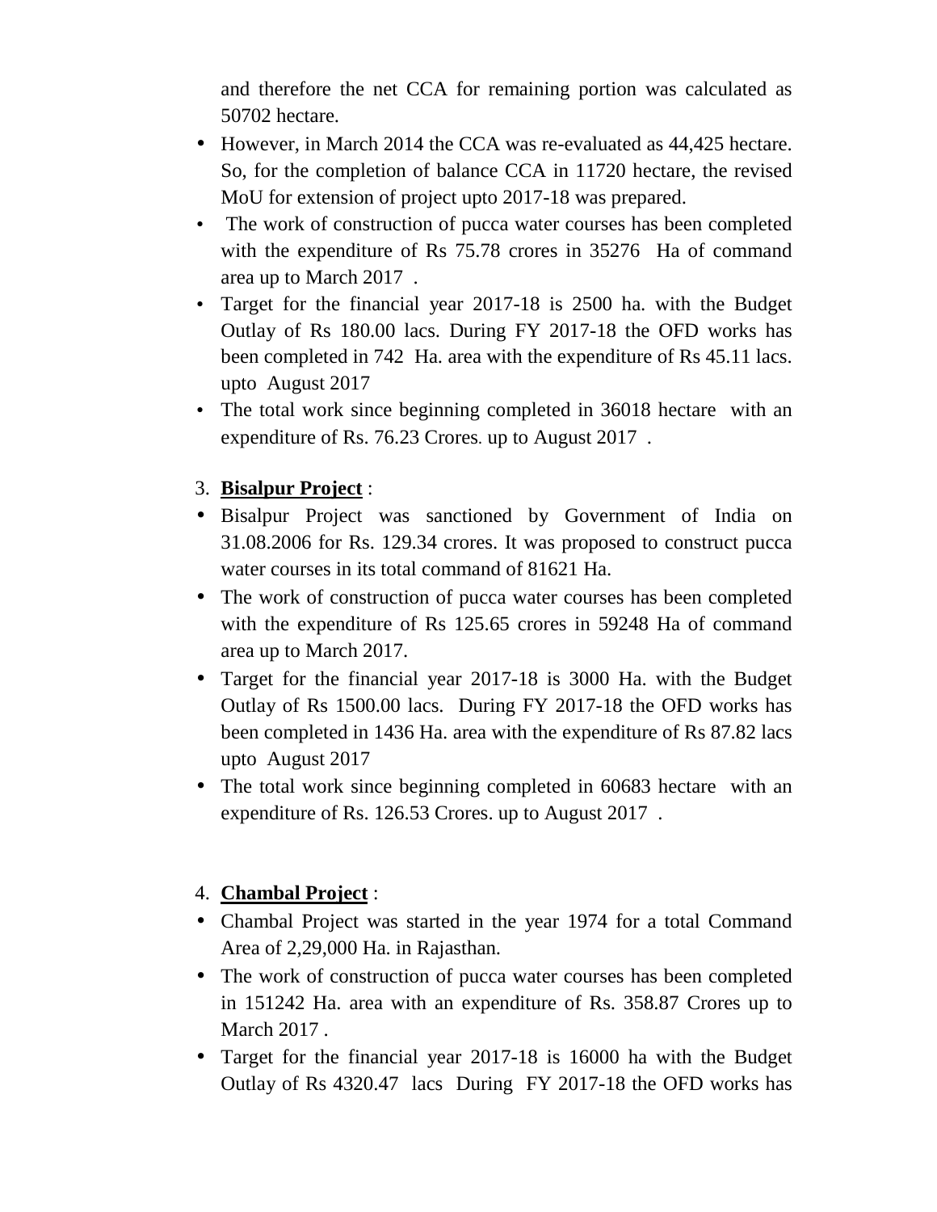and therefore the net CCA for remaining portion was calculated as 50702 hectare.

- However, in March 2014 the CCA was re-evaluated as 44,425 hectare. So, for the completion of balance CCA in 11720 hectare, the revised MoU for extension of project upto 2017-18 was prepared.
- The work of construction of pucca water courses has been completed with the expenditure of Rs 75.78 crores in 35276 Ha of command area up to March 2017 .
- Target for the financial year 2017-18 is 2500 ha. with the Budget Outlay of Rs 180.00 lacs. During FY 2017-18 the OFD works has been completed in 742 Ha. area with the expenditure of Rs 45.11 lacs. upto August 2017
- The total work since beginning completed in 36018 hectare with an expenditure of Rs. 76.23 Crores. up to August 2017 .

3. **Bisalpur Project** :

- Bisalpur Project was sanctioned by Government of India on 31.08.2006 for Rs. 129.34 crores. It was proposed to construct pucca water courses in its total command of 81621 Ha.
- The work of construction of pucca water courses has been completed with the expenditure of Rs 125.65 crores in 59248 Ha of command area up to March 2017.
- Target for the financial year 2017-18 is 3000 Ha. with the Budget Outlay of Rs 1500.00 lacs. During FY 2017-18 the OFD works has been completed in 1436 Ha. area with the expenditure of Rs 87.82 lacs upto August 2017
- The total work since beginning completed in 60683 hectare with an expenditure of Rs. 126.53 Crores. up to August 2017 .

4. **Chambal Project** :

- Chambal Project was started in the year 1974 for a total Command Area of 2,29,000 Ha. in Rajasthan.
- The work of construction of pucca water courses has been completed in 151242 Ha. area with an expenditure of Rs. 358.87 Crores up to March 2017 .
- Target for the financial year 2017-18 is 16000 ha with the Budget Outlay of Rs 4320.47 lacs During FY 2017-18 the OFD works has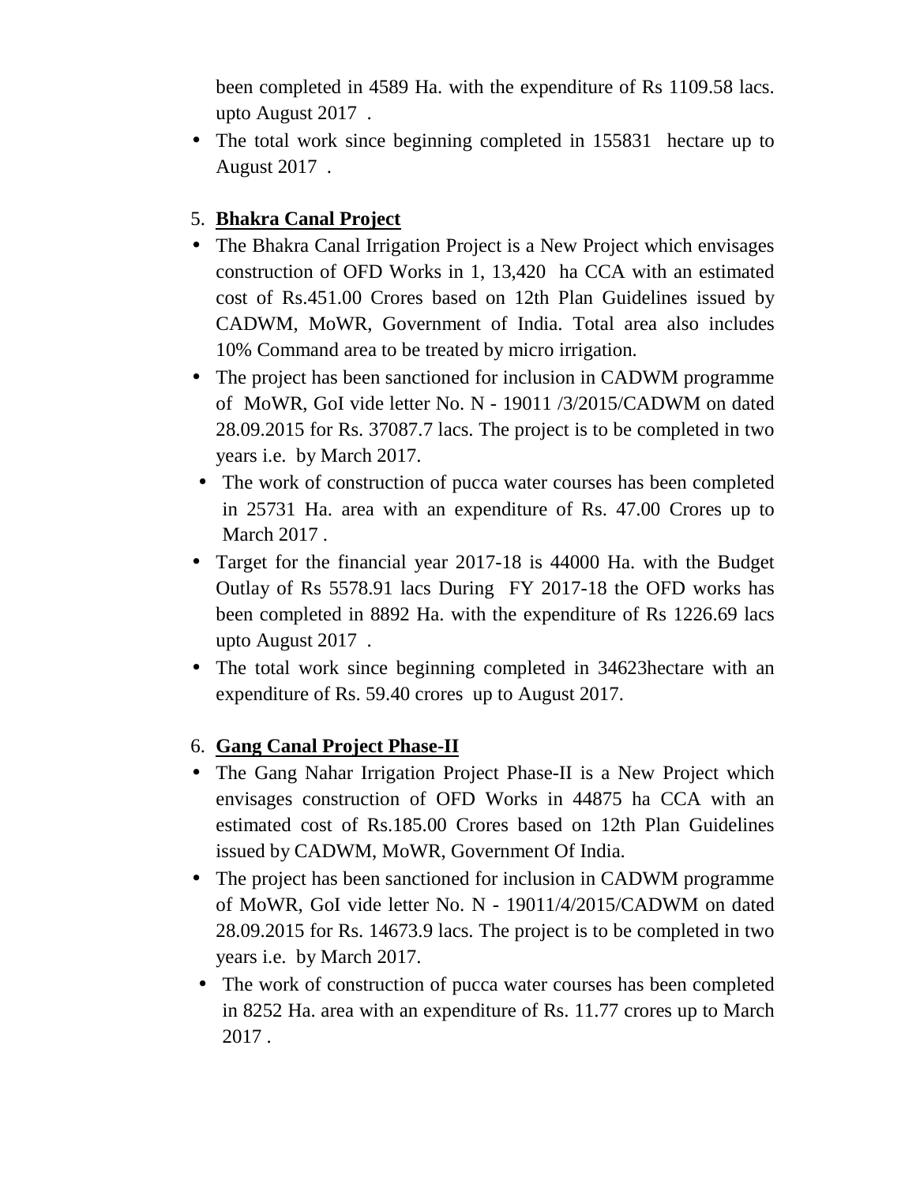been completed in 4589 Ha. with the expenditure of Rs 1109.58 lacs. upto August 2017 .

- The total work since beginning completed in 155831 hectare up to August 2017 .

5. **Bhakra Canal Project**

- The Bhakra Canal Irrigation Project is a New Project which envisages construction of OFD Works in 1, 13,420 ha CCA with an estimated cost of Rs.451.00 Crores based on 12th Plan Guidelines issued by CADWM, MoWR, Government of India. Total area also includes 10% Command area to be treated by micro irrigation.
- The project has been sanctioned for inclusion in CADWM programme of MoWR, GoI vide letter No. N - 19011 /3/2015/CADWM on dated 28.09.2015 for Rs. 37087.7 lacs. The project is to be completed in two years i.e. by March 2017.
- The work of construction of pucca water courses has been completed in 25731 Ha. area with an expenditure of Rs. 47.00 Crores up to March 2017 .
- Target for the financial year 2017-18 is 44000 Ha. with the Budget Outlay of Rs 5578.91 lacs During FY 2017-18 the OFD works has been completed in 8892 Ha. with the expenditure of Rs 1226.69 lacs upto August 2017 .
- The total work since beginning completed in 34623hectare with an expenditure of Rs. 59.40 crores up to August 2017.

6. **Gang Canal Project Phase-II**

- The Gang Nahar Irrigation Project Phase-II is a New Project which envisages construction of OFD Works in 44875 ha CCA with an estimated cost of Rs.185.00 Crores based on 12th Plan Guidelines issued by CADWM, MoWR, Government Of India.
- The project has been sanctioned for inclusion in CADWM programme of MoWR, GoI vide letter No. N - 19011/4/2015/CADWM on dated 28.09.2015 for Rs. 14673.9 lacs. The project is to be completed in two years i.e. by March 2017.
- The work of construction of pucca water courses has been completed in 8252 Ha. area with an expenditure of Rs. 11.77 crores up to March 2017 .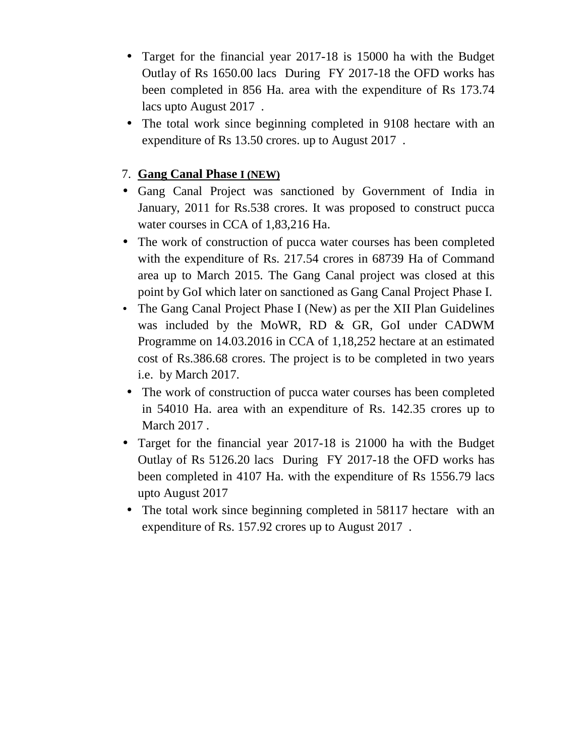- Target for the financial year 2017-18 is 15000 ha with the Budget Outlay of Rs 1650.00 lacs During FY 2017-18 the OFD works has been completed in 856 Ha. area with the expenditure of Rs 173.74 lacs upto August 2017 .
- The total work since beginning completed in 9108 hectare with an expenditure of Rs 13.50 crores. up to August 2017 .

7. **Gang Canal Phase I (NEW)**

- Gang Canal Project was sanctioned by Government of India in January, 2011 for Rs.538 crores. It was proposed to construct pucca water courses in CCA of 1,83,216 Ha.
- The work of construction of pucca water courses has been completed with the expenditure of Rs. 217.54 crores in 68739 Ha of Command area up to March 2015. The Gang Canal project was closed at this point by GoI which later on sanctioned as Gang Canal Project Phase I.
- The Gang Canal Project Phase I (New) as per the XII Plan Guidelines was included by the MoWR, RD & GR, GoI under CADWM Programme on 14.03.2016 in CCA of 1,18,252 hectare at an estimated cost of Rs.386.68 crores. The project is to be completed in two years i.e. by March 2017.
- The work of construction of pucca water courses has been completed in 54010 Ha. area with an expenditure of Rs. 142.35 crores up to March 2017 .
- Target for the financial year 2017-18 is 21000 ha with the Budget Outlay of Rs 5126.20 lacs During FY 2017-18 the OFD works has been completed in 4107 Ha. with the expenditure of Rs 1556.79 lacs upto August 2017
- The total work since beginning completed in 58117 hectare with an expenditure of Rs. 157.92 crores up to August 2017 .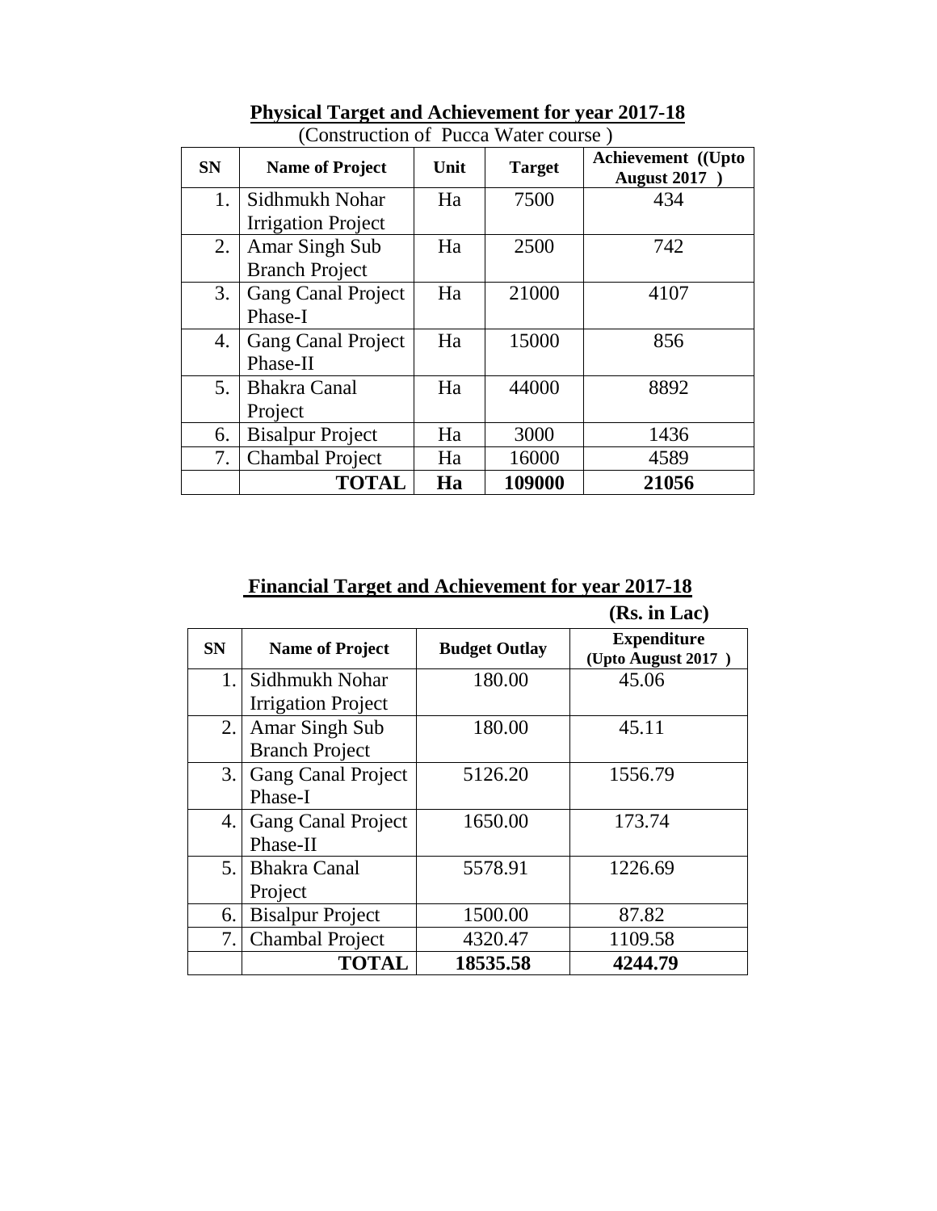## Physical Target and Achievement for year 2017-18

(Construction of Pucca Water course )

| SN | Name of Project | Unit | Target | Achievement ((Upto August 2017 ) |
|---|---|---|---|---|
| 1. | Sidhmukh Nohar Irrigation Project | Ha | 7500 | 434 |
| 2. | Amar Singh Sub Branch Project | Ha | 2500 | 742 |
| 3. | Gang Canal Project Phase-I | Ha | 21000 | 4107 |
| 4. | Gang Canal Project Phase-II | Ha | 15000 | 856 |
| 5. | Bhakra Canal Project | Ha | 44000 | 8892 |
| 6. | Bisalpur Project | Ha | 3000 | 1436 |
| 7. | Chambal Project | Ha | 16000 | 4589 |
| | **TOTAL** | **Ha** | **109000** | **21056** |

## Financial Target and Achievement for year 2017-18

**(Rs. in Lac)**

| SN | Name of Project | Budget Outlay | Expenditure (Upto August 2017 ) |
|---|---|---|---|
| 1. | Sidhmukh Nohar Irrigation Project | 180.00 | 45.06 |
| 2. | Amar Singh Sub Branch Project | 180.00 | 45.11 |
| 3. | Gang Canal Project Phase-I | 5126.20 | 1556.79 |
| 4. | Gang Canal Project Phase-II | 1650.00 | 173.74 |
| 5. | Bhakra Canal Project | 5578.91 | 1226.69 |
| 6. | Bisalpur Project | 1500.00 | 87.82 |
| 7. | Chambal Project | 4320.47 | 1109.58 |
| | **TOTAL** | **18535.58** | **4244.79** |